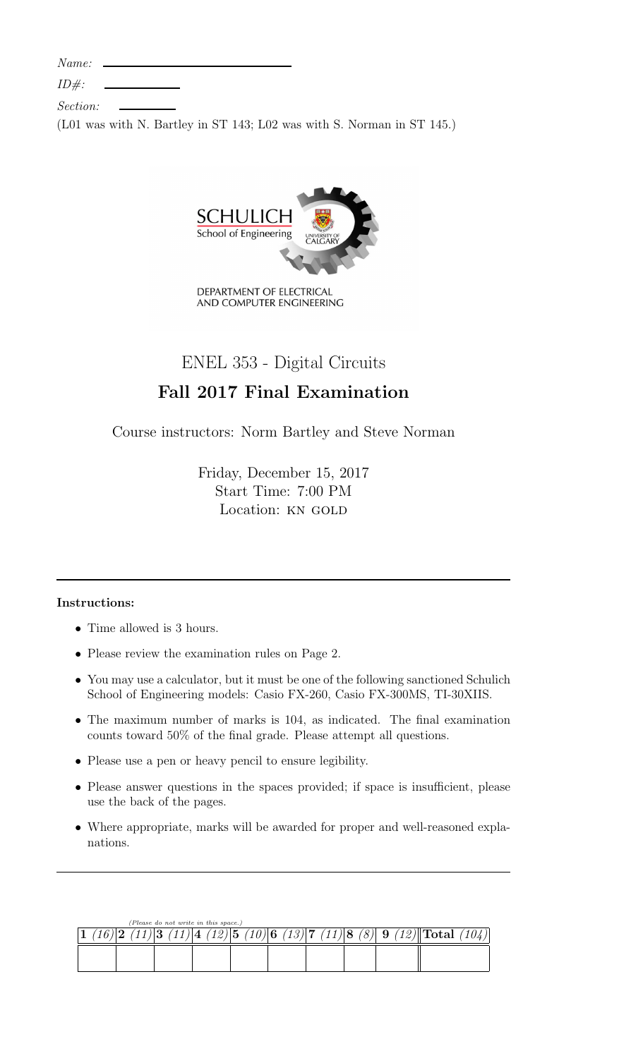*Name:* ______________________

*ID#:* __________

*Section:* ________

(L01 was with N. Bartley in ST 143; L02 was with S. Norman in ST 145.)

SCHULICH
School of Engineering
UNIVERSITY OF CALGARY

DEPARTMENT OF ELECTRICAL AND COMPUTER ENGINEERING

# ENEL 353 - Digital Circuits

## Fall 2017 Final Examination

Course instructors: Norm Bartley and Steve Norman

Friday, December 15, 2017
Start Time: 7:00 PM
Location: KN GOLD

---

**Instructions:**

- Time allowed is 3 hours.
- Please review the examination rules on Page 2.
- You may use a calculator, but it must be one of the following sanctioned Schulich School of Engineering models: Casio FX-260, Casio FX-300MS, TI-30XIIS.
- The maximum number of marks is 104, as indicated. The final examination counts toward 50% of the final grade. Please attempt all questions.
- Please use a pen or heavy pencil to ensure legibility.
- Please answer questions in the spaces provided; if space is insufficient, please use the back of the pages.
- Where appropriate, marks will be awarded for proper and well-reasoned explanations.

---

*(Please do not write in this space.)*

| **1** *(16)* | **2** *(11)* | **3** *(11)* | **4** *(12)* | **5** *(10)* | **6** *(13)* | **7** *(11)* | **8** *(8)* | **9** *(12)* | **Total** *(104)* |
|---|---|---|---|---|---|---|---|---|---|
| | | | | | | | | | |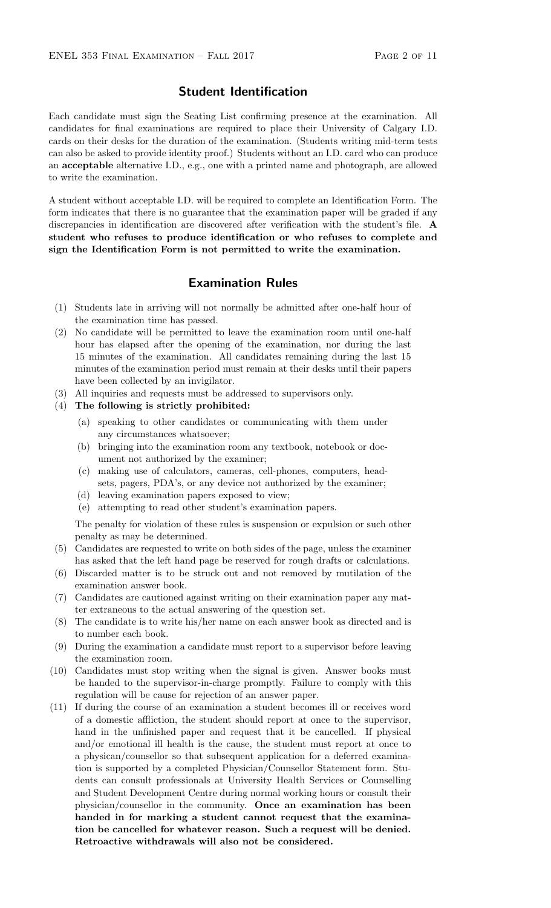## Student Identification

Each candidate must sign the Seating List confirming presence at the examination. All candidates for final examinations are required to place their University of Calgary I.D. cards on their desks for the duration of the examination. (Students writing mid-term tests can also be asked to provide identity proof.) Students without an I.D. card who can produce an **acceptable** alternative I.D., e.g., one with a printed name and photograph, are allowed to write the examination.

A student without acceptable I.D. will be required to complete an Identification Form. The form indicates that there is no guarantee that the examination paper will be graded if any discrepancies in identification are discovered after verification with the student's file. **A student who refuses to produce identification or who refuses to complete and sign the Identification Form is not permitted to write the examination.**

## Examination Rules

(1) Students late in arriving will not normally be admitted after one-half hour of the examination time has passed.

(2) No candidate will be permitted to leave the examination room until one-half hour has elapsed after the opening of the examination, nor during the last 15 minutes of the examination. All candidates remaining during the last 15 minutes of the examination period must remain at their desks until their papers have been collected by an invigilator.

(3) All inquiries and requests must be addressed to supervisors only.

(4) **The following is strictly prohibited:**

   (a) speaking to other candidates or communicating with them under any circumstances whatsoever;

   (b) bringing into the examination room any textbook, notebook or document not authorized by the examiner;

   (c) making use of calculators, cameras, cell-phones, computers, headsets, pagers, PDA's, or any device not authorized by the examiner;

   (d) leaving examination papers exposed to view;

   (e) attempting to read other student's examination papers.

   The penalty for violation of these rules is suspension or expulsion or such other penalty as may be determined.

(5) Candidates are requested to write on both sides of the page, unless the examiner has asked that the left hand page be reserved for rough drafts or calculations.

(6) Discarded matter is to be struck out and not removed by mutilation of the examination answer book.

(7) Candidates are cautioned against writing on their examination paper any matter extraneous to the actual answering of the question set.

(8) The candidate is to write his/her name on each answer book as directed and is to number each book.

(9) During the examination a candidate must report to a supervisor before leaving the examination room.

(10) Candidates must stop writing when the signal is given. Answer books must be handed to the supervisor-in-charge promptly. Failure to comply with this regulation will be cause for rejection of an answer paper.

(11) If during the course of an examination a student becomes ill or receives word of a domestic affliction, the student should report at once to the supervisor, hand in the unfinished paper and request that it be cancelled. If physical and/or emotional ill health is the cause, the student must report at once to a physican/counsellor so that subsequent application for a deferred examination is supported by a completed Physician/Counsellor Statement form. Students can consult professionals at University Health Services or Counselling and Student Development Centre during normal working hours or consult their physician/counsellor in the community. **Once an examination has been handed in for marking a student cannot request that the examination be cancelled for whatever reason. Such a request will be denied. Retroactive withdrawals will also not be considered.**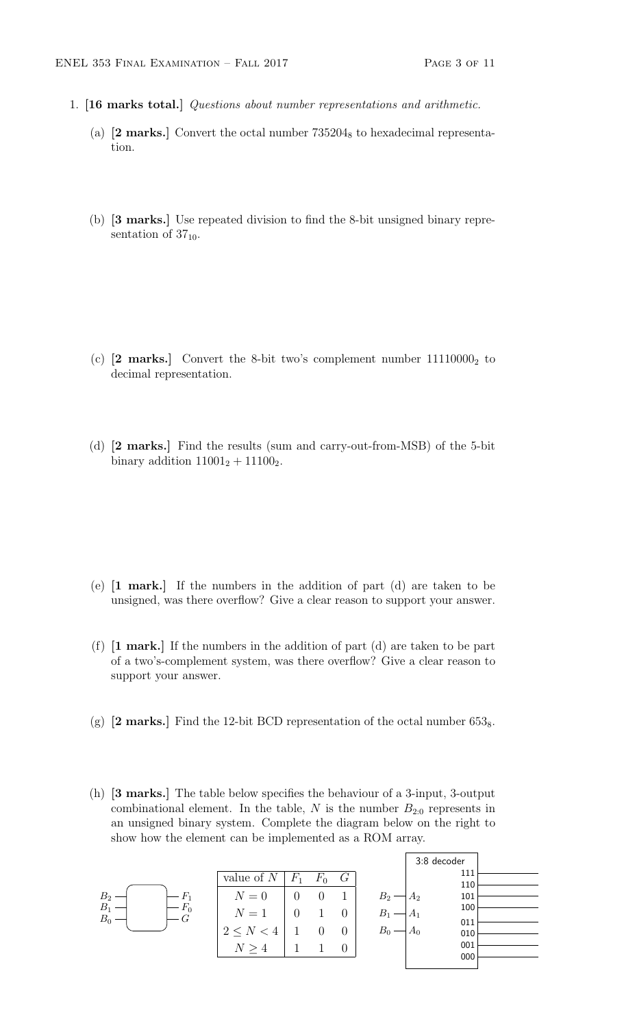1. **[16 marks total.]** *Questions about number representations and arithmetic.*

   (a) **[2 marks.]** Convert the octal number $735204_8$ to hexadecimal representation.

   (b) **[3 marks.]** Use repeated division to find the 8-bit unsigned binary representation of $37_{10}$.

   (c) **[2 marks.]** Convert the 8-bit two's complement number $11110000_2$ to decimal representation.

   (d) **[2 marks.]** Find the results (sum and carry-out-from-MSB) of the 5-bit binary addition $11001_2 + 11100_2$.

   (e) **[1 mark.]** If the numbers in the addition of part (d) are taken to be unsigned, was there overflow? Give a clear reason to support your answer.

   (f) **[1 mark.]** If the numbers in the addition of part (d) are taken to be part of a two's-complement system, was there overflow? Give a clear reason to support your answer.

   (g) **[2 marks.]** Find the 12-bit BCD representation of the octal number $653_8$.

   (h) **[3 marks.]** The table below specifies the behaviour of a 3-input, 3-output combinational element. In the table, $N$ is the number $B_{2:0}$ represents in an unsigned binary system. Complete the diagram below on the right to show how the element can be implemented as a ROM array.

   Element inputs: $B_2$, $B_1$, $B_0$; outputs: $F_1$, $F_0$, $G$

   | value of $N$ | $F_1$ | $F_0$ | $G$ |
   |---|---|---|---|
   | $N = 0$ | 0 | 0 | 1 |
   | $N = 1$ | 0 | 1 | 0 |
   | $2 \le N < 4$ | 1 | 0 | 0 |
   | $N \ge 4$ | 1 | 1 | 0 |

   3:8 decoder: inputs $B_2 \to A_2$, $B_1 \to A_1$, $B_0 \to A_0$; outputs 111, 110, 101, 100, 011, 010, 001, 000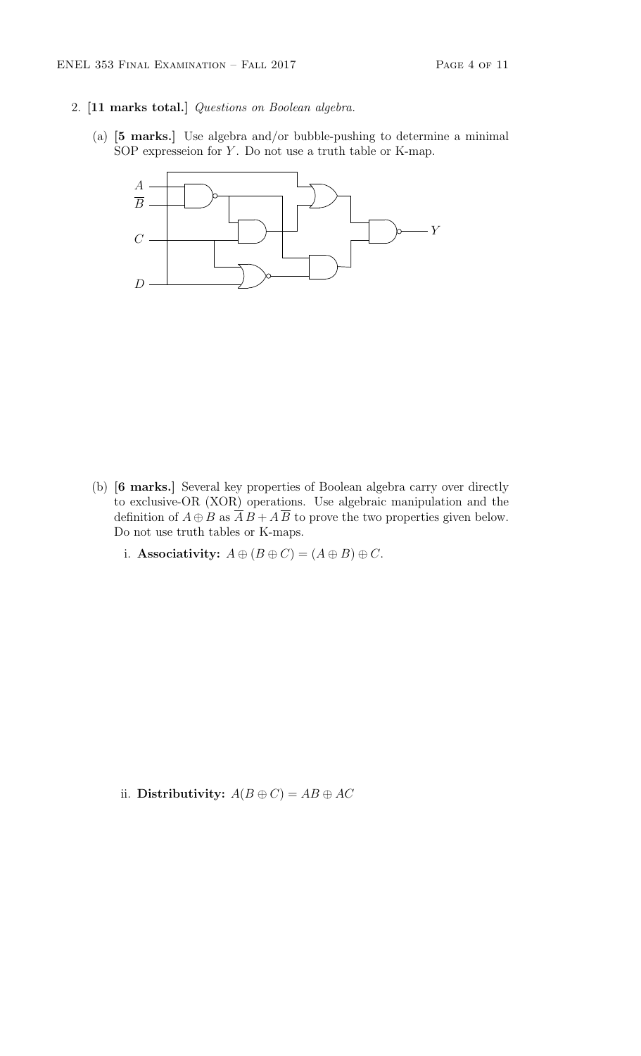2. **[11 marks total.]** *Questions on Boolean algebra.*

   (a) **[5 marks.]** Use algebra and/or bubble-pushing to determine a minimal SOP expresseion for $Y$. Do not use a truth table or K-map.

   $A$

   $\overline{B}$

   $C$

   $D$

   $Y$

   (b) **[6 marks.]** Several key properties of Boolean algebra carry over directly to exclusive-OR (XOR) operations. Use algebraic manipulation and the definition of $A \oplus B$ as $\overline{A}\,B + A\,\overline{B}$ to prove the two properties given below. Do not use truth tables or K-maps.

      i. **Associativity:** $A \oplus (B \oplus C) = (A \oplus B) \oplus C$.

      ii. **Distributivity:** $A(B \oplus C) = AB \oplus AC$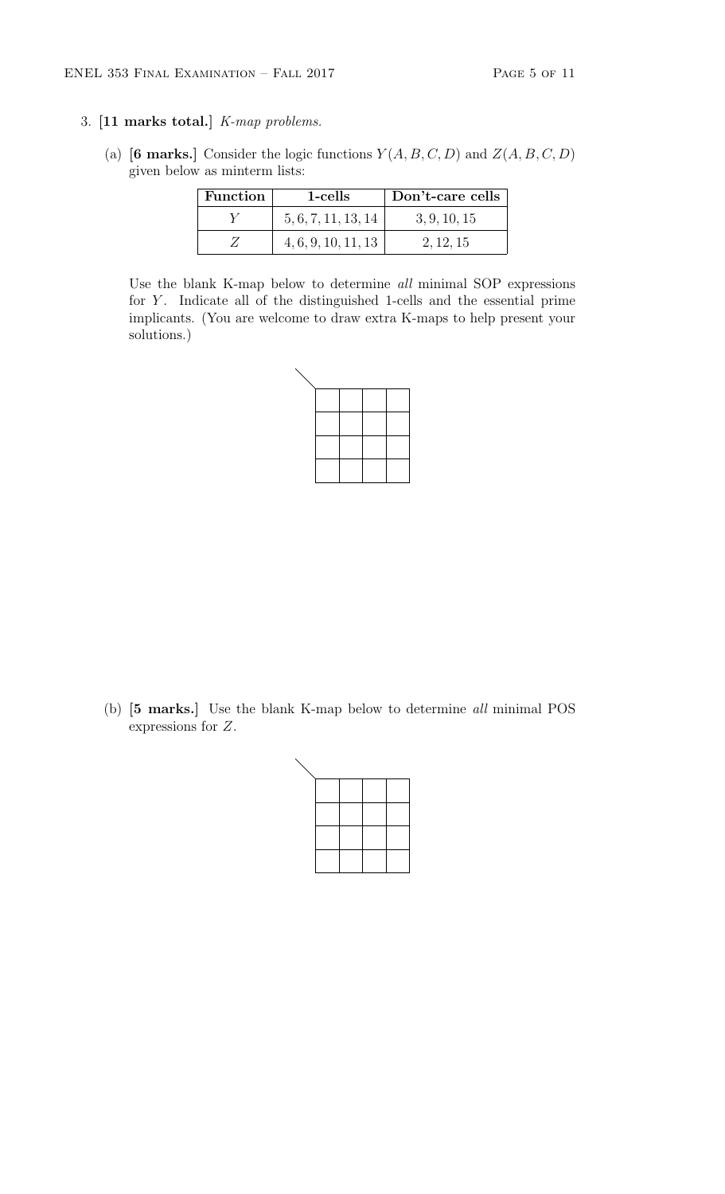3. **[11 marks total.]** *K-map problems.*

   (a) **[6 marks.]** Consider the logic functions $Y(A, B, C, D)$ and $Z(A, B, C, D)$ given below as minterm lists:

| Function | 1-cells | Don't-care cells |
|---|---|---|
| $Y$ | 5, 6, 7, 11, 13, 14 | 3, 9, 10, 15 |
| $Z$ | 4, 6, 9, 10, 11, 13 | 2, 12, 15 |

   Use the blank K-map below to determine *all* minimal SOP expressions for $Y$. Indicate all of the distinguished 1-cells and the essential prime implicants. (You are welcome to draw extra K-maps to help present your solutions.)

| | | | |
|---|---|---|---|
| | | | |
| | | | |
| | | | |
| | | | |

   (b) **[5 marks.]** Use the blank K-map below to determine *all* minimal POS expressions for $Z$.

| | | | |
|---|---|---|---|
| | | | |
| | | | |
| | | | |
| | | | |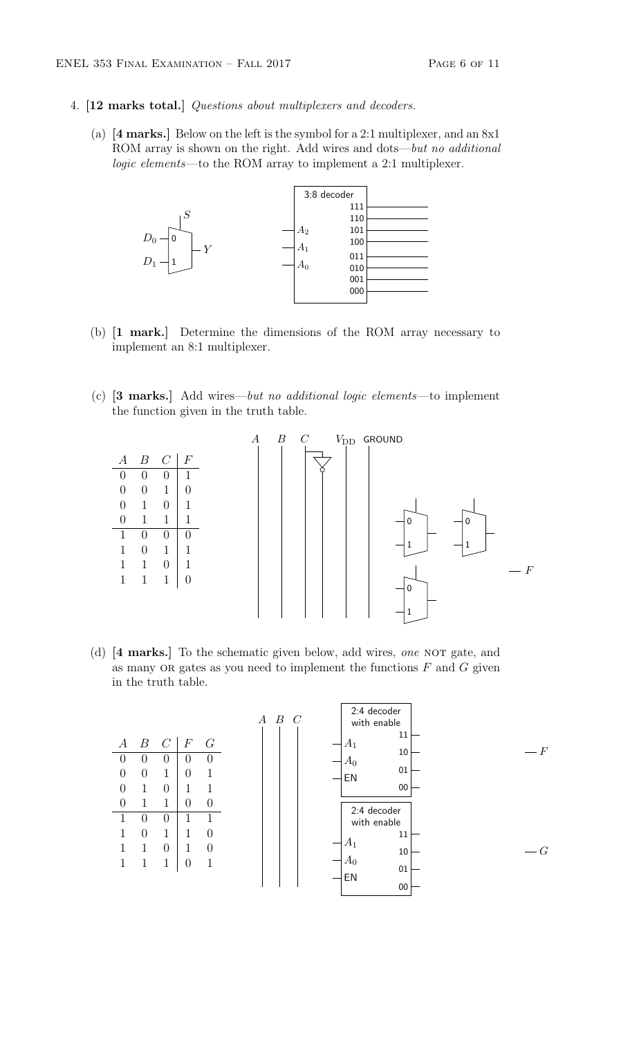4. **[12 marks total.]** *Questions about multiplexers and decoders.*

   (a) **[4 marks.]** Below on the left is the symbol for a 2:1 multiplexer, and an 8x1 ROM array is shown on the right. Add wires and dots—*but no additional logic elements*—to the ROM array to implement a 2:1 multiplexer.

   (b) **[1 mark.]** Determine the dimensions of the ROM array necessary to implement an 8:1 multiplexer.

   (c) **[3 marks.]** Add wires—*but no additional logic elements*—to implement the function given in the truth table.

| $A$ | $B$ | $C$ | $F$ |
|---|---|---|---|
| 0 | 0 | 0 | 1 |
| 0 | 0 | 1 | 0 |
| 0 | 1 | 0 | 1 |
| 0 | 1 | 1 | 1 |
| 1 | 0 | 0 | 0 |
| 1 | 0 | 1 | 1 |
| 1 | 1 | 0 | 1 |
| 1 | 1 | 1 | 0 |

   (d) **[4 marks.]** To the schematic given below, add wires, *one* NOT gate, and as many OR gates as you need to implement the functions $F$ and $G$ given in the truth table.

| $A$ | $B$ | $C$ | $F$ | $G$ |
|---|---|---|---|---|
| 0 | 0 | 0 | 0 | 0 |
| 0 | 0 | 1 | 0 | 1 |
| 0 | 1 | 0 | 1 | 1 |
| 0 | 1 | 1 | 0 | 0 |
| 1 | 0 | 0 | 1 | 1 |
| 1 | 0 | 1 | 1 | 0 |
| 1 | 1 | 0 | 1 | 0 |
| 1 | 1 | 1 | 0 | 1 |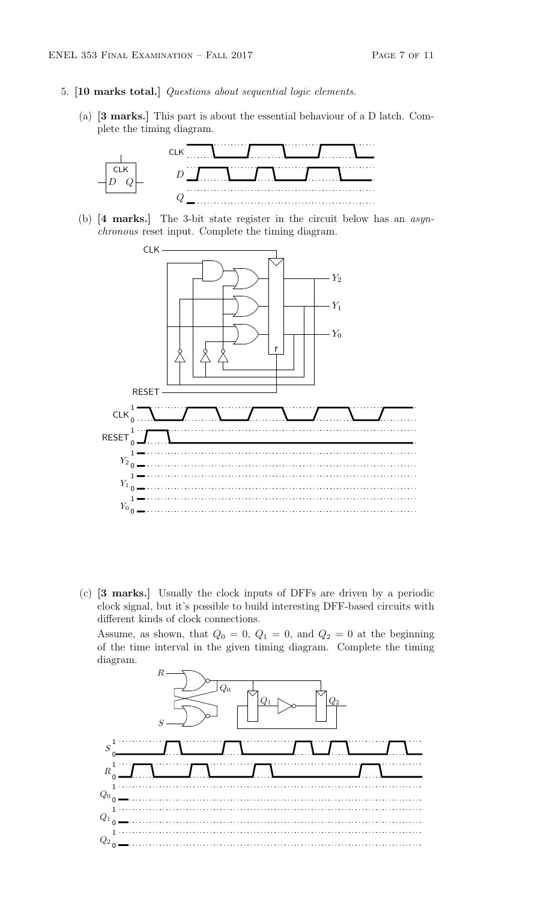5. **[10 marks total.]** *Questions about sequential logic elements.*

   (a) **[3 marks.]** This part is about the essential behaviour of a D latch. Complete the timing diagram.

   CLK

   D Q

   CLK

   $D$

   $Q$

   (b) **[4 marks.]** The 3-bit state register in the circuit below has an *asynchronous* reset input. Complete the timing diagram.

   CLK

   $Y_2$

   $Y_1$

   $Y_0$

   r

   RESET

   CLK 1 0

   RESET 1 0

   $Y_2$ 1 0

   $Y_1$ 1 0

   $Y_0$ 1 0

   (c) **[3 marks.]** Usually the clock inputs of DFFs are driven by a periodic clock signal, but it's possible to build interesting DFF-based circuits with different kinds of clock connections.

   Assume, as shown, that $Q_0 = 0$, $Q_1 = 0$, and $Q_2 = 0$ at the beginning of the time interval in the given timing diagram. Complete the timing diagram.

   $R$

   $S$

   $Q_0$

   $Q_1$

   $Q_2$

   $S$ 1 0

   $R$ 1 0

   $Q_0$ 1 0

   $Q_1$ 1 0

   $Q_2$ 1 0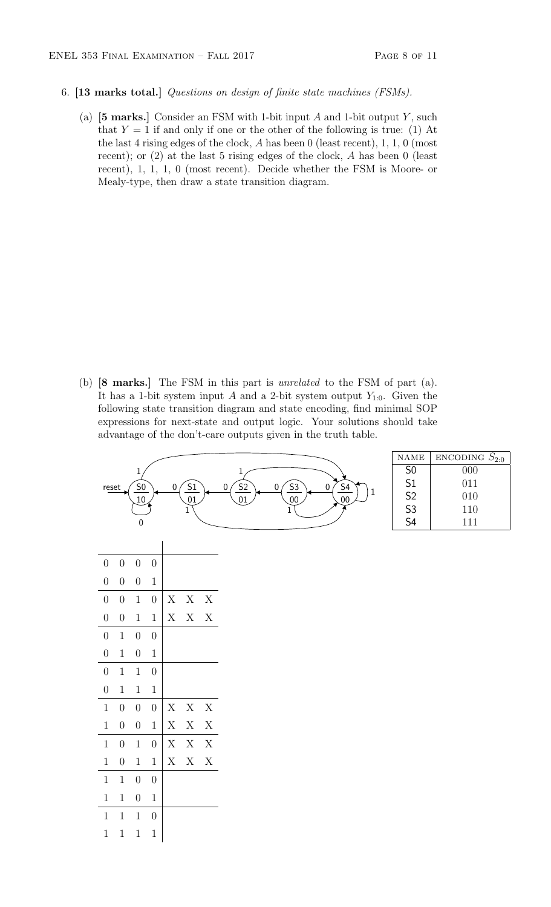6. **[13 marks total.]** *Questions on design of finite state machines (FSMs).*

   (a) **[5 marks.]** Consider an FSM with 1-bit input $A$ and 1-bit output $Y$, such that $Y = 1$ if and only if one or the other of the following is true: (1) At the last 4 rising edges of the clock, $A$ has been 0 (least recent), 1, 1, 0 (most recent); or (2) at the last 5 rising edges of the clock, $A$ has been 0 (least recent), 1, 1, 1, 0 (most recent). Decide whether the FSM is Moore- or Mealy-type, then draw a state transition diagram.

   (b) **[8 marks.]** The FSM in this part is *unrelated* to the FSM of part (a). It has a 1-bit system input $A$ and a 2-bit system output $Y_{1:0}$. Given the following state transition diagram and state encoding, find minimal SOP expressions for next-state and output logic. Your solutions should take advantage of the don't-care outputs given in the truth table.

reset
S0 10
S1 01
S2 01
S3 00
S4 00
1
0
1
0
1
0
1
0
1

| NAME | ENCODING $S_{2:0}$ |
|---|---|
| S0 | 000 |
| S1 | 011 |
| S2 | 010 |
| S3 | 110 |
| S4 | 111 |

| | | | | | | |
|---|---|---|---|---|---|---|
| 0 | 0 | 0 | 0 | | | |
| 0 | 0 | 0 | 1 | | | |
| 0 | 0 | 1 | 0 | X | X | X |
| 0 | 0 | 1 | 1 | X | X | X |
| 0 | 1 | 0 | 0 | | | |
| 0 | 1 | 0 | 1 | | | |
| 0 | 1 | 1 | 0 | | | |
| 0 | 1 | 1 | 1 | | | |
| 1 | 0 | 0 | 0 | X | X | X |
| 1 | 0 | 0 | 1 | X | X | X |
| 1 | 0 | 1 | 0 | X | X | X |
| 1 | 0 | 1 | 1 | X | X | X |
| 1 | 1 | 0 | 0 | | | |
| 1 | 1 | 0 | 1 | | | |
| 1 | 1 | 1 | 0 | | | |
| 1 | 1 | 1 | 1 | | | |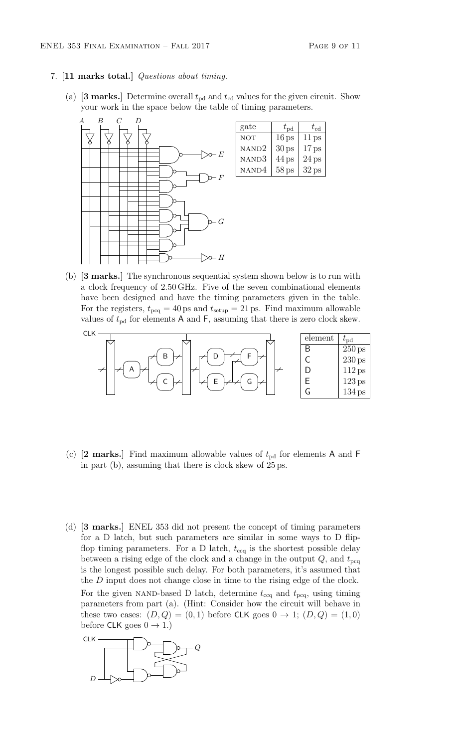7. **[11 marks total.]** *Questions about timing.*

   (a) **[3 marks.]** Determine overall $t_{pd}$ and $t_{cd}$ values for the given circuit. Show your work in the space below the table of timing parameters.

A B C D

E

F

G

H

| gate | $t_{pd}$ | $t_{cd}$ |
|---|---|---|
| NOT | 16 ps | 11 ps |
| NAND2 | 30 ps | 17 ps |
| NAND3 | 44 ps | 24 ps |
| NAND4 | 58 ps | 32 ps |

   (b) **[3 marks.]** The synchronous sequential system shown below is to run with a clock frequency of 2.50 GHz. Five of the seven combinational elements have been designed and have the timing parameters given in the table. For the registers, $t_{pcq} = 40\,\text{ps}$ and $t_{setup} = 21\,\text{ps}$. Find maximum allowable values of $t_{pd}$ for elements A and F, assuming that there is zero clock skew.

CLK

A B C D E F G

| element | $t_{pd}$ |
|---|---|
| B | 250 ps |
| C | 230 ps |
| D | 112 ps |
| E | 123 ps |
| G | 134 ps |

   (c) **[2 marks.]** Find maximum allowable values of $t_{pd}$ for elements A and F in part (b), assuming that there is clock skew of 25 ps.

   (d) **[3 marks.]** ENEL 353 did not present the concept of timing parameters for a D latch, but such parameters are similar in some ways to D flip-flop timing parameters. For a D latch, $t_{ccq}$ is the shortest possible delay between a rising edge of the clock and a change in the output $Q$, and $t_{pcq}$ is the longest possible such delay. For both parameters, it's assumed that the $D$ input does not change close in time to the rising edge of the clock.

   For the given NAND-based D latch, determine $t_{ccq}$ and $t_{pcq}$, using timing parameters from part (a). (Hint: Consider how the circuit will behave in these two cases: $(D, Q) = (0, 1)$ before CLK goes $0 \to 1$; $(D, Q) = (1, 0)$ before CLK goes $0 \to 1$.)

CLK

Q

D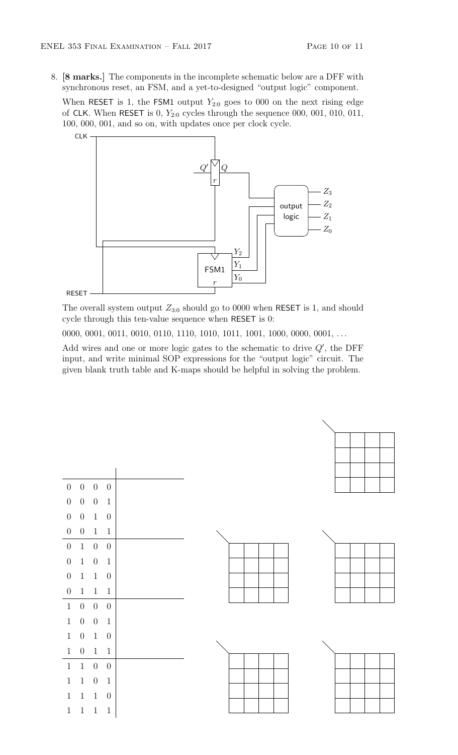8. **[8 marks.]** The components in the incomplete schematic below are a DFF with synchronous reset, an FSM, and a yet-to-designed "output logic" component.

   When RESET is 1, the FSM1 output $Y_{2:0}$ goes to 000 on the next rising edge of CLK. When RESET is 0, $Y_{2:0}$ cycles through the sequence 000, 001, 010, 011, 100, 000, 001, and so on, with updates once per clock cycle.

   CLK

   $Q'$ $Q$

   $r$

   output logic

   $Z_3$

   $Z_2$

   $Z_1$

   $Z_0$

   $Y_2$

   FSM1

   $Y_1$

   $Y_0$

   $r$

   RESET

   The overall system output $Z_{3:0}$ should go to 0000 when RESET is 1, and should cycle through this ten-value sequence when RESET is 0:

   0000, 0001, 0011, 0010, 0110, 1110, 1010, 1011, 1001, 1000, 0000, 0001, ...

   Add wires and one or more logic gates to the schematic to drive $Q'$, the DFF input, and write minimal SOP expressions for the "output logic" circuit. The given blank truth table and K-maps should be helpful in solving the problem.

| | | | | |
|---|---|---|---|---|
| 0 | 0 | 0 | 0 | |
| 0 | 0 | 0 | 1 | |
| 0 | 0 | 1 | 0 | |
| 0 | 0 | 1 | 1 | |
| 0 | 1 | 0 | 0 | |
| 0 | 1 | 0 | 1 | |
| 0 | 1 | 1 | 0 | |
| 0 | 1 | 1 | 1 | |
| 1 | 0 | 0 | 0 | |
| 1 | 0 | 0 | 1 | |
| 1 | 0 | 1 | 0 | |
| 1 | 0 | 1 | 1 | |
| 1 | 1 | 0 | 0 | |
| 1 | 1 | 0 | 1 | |
| 1 | 1 | 1 | 0 | |
| 1 | 1 | 1 | 1 | |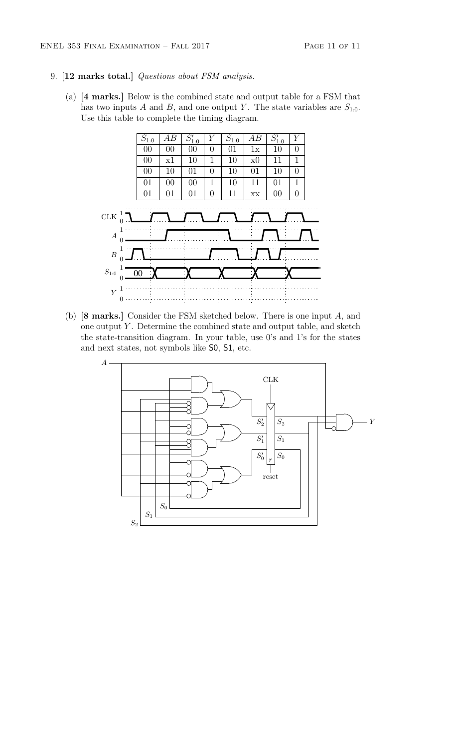9. **[12 marks total.]** *Questions about FSM analysis.*

   (a) **[4 marks.]** Below is the combined state and output table for a FSM that has two inputs $A$ and $B$, and one output $Y$. The state variables are $S_{1:0}$. Use this table to complete the timing diagram.

| $S_{1:0}$ | $AB$ | $S'_{1:0}$ | $Y$ | $S_{1:0}$ | $AB$ | $S'_{1:0}$ | $Y$ |
|---|---|---|---|---|---|---|---|
| 00 | 00 | 00 | 0 | 01 | 1x | 10 | 0 |
| 00 | x1 | 10 | 1 | 10 | x0 | 11 | 1 |
| 00 | 10 | 01 | 0 | 10 | 01 | 10 | 0 |
| 01 | 00 | 00 | 1 | 10 | 11 | 01 | 1 |
| 01 | 01 | 01 | 0 | 11 | xx | 00 | 0 |

CLK 1 0

A 1 0

B 1 0

$S_{1:0}$ 1 0 00

Y 1 0

   (b) **[8 marks.]** Consider the FSM sketched below. There is one input $A$, and one output $Y$. Determine the combined state and output table, and sketch the state-transition diagram. In your table, use 0's and 1's for the states and next states, not symbols like S0, S1, etc.

A

CLK

$S'_2$ $S_2$

$S'_1$ $S_1$

$S'_0$ $S_0$

r

reset

Y

$S_0$

$S_1$

$S_2$